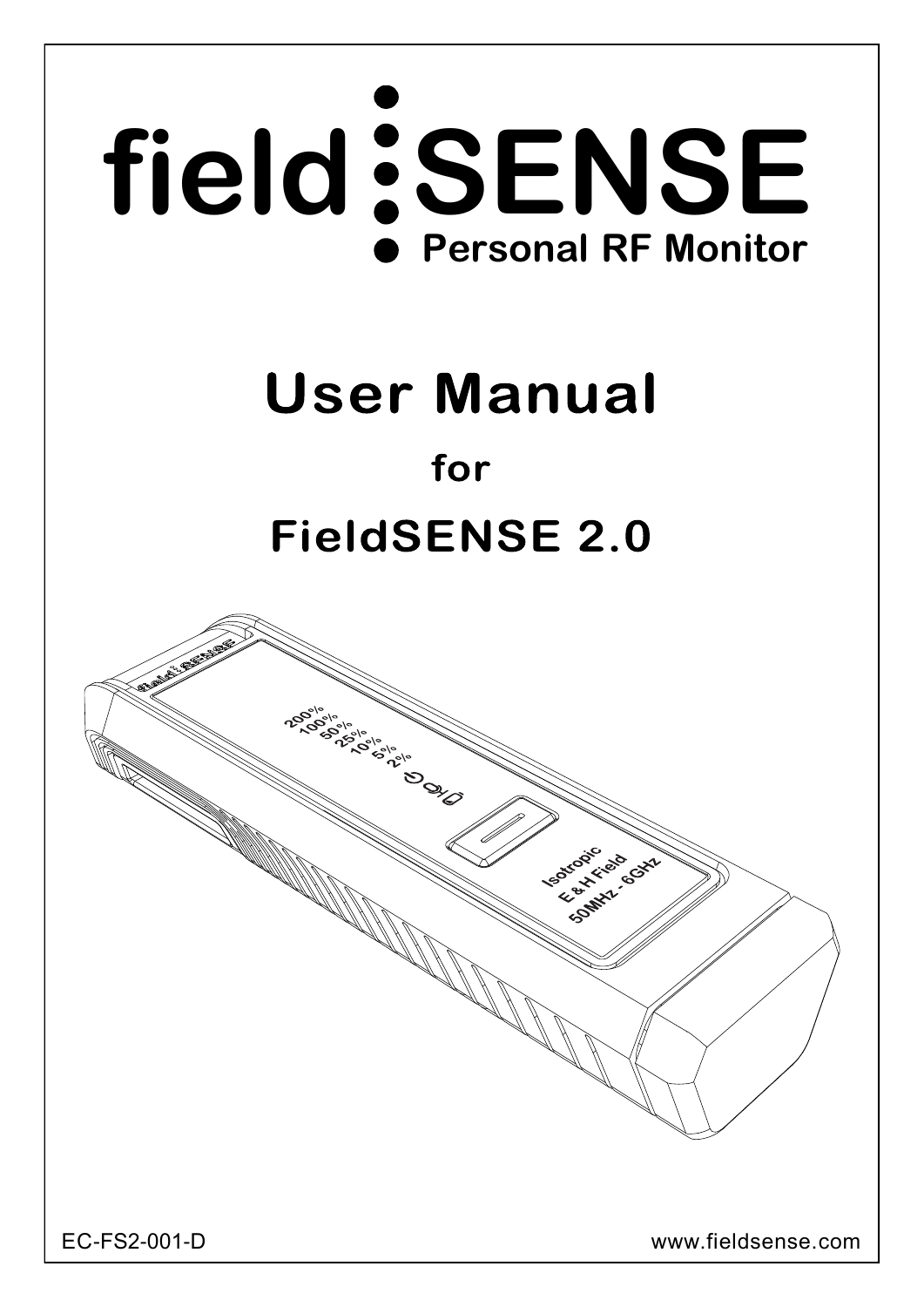# field SENSE

**Personal RF Monitor**

# User Manual

## for

## FieldSENSE 2.0

EC-FS2-001-D

www.fieldsense.com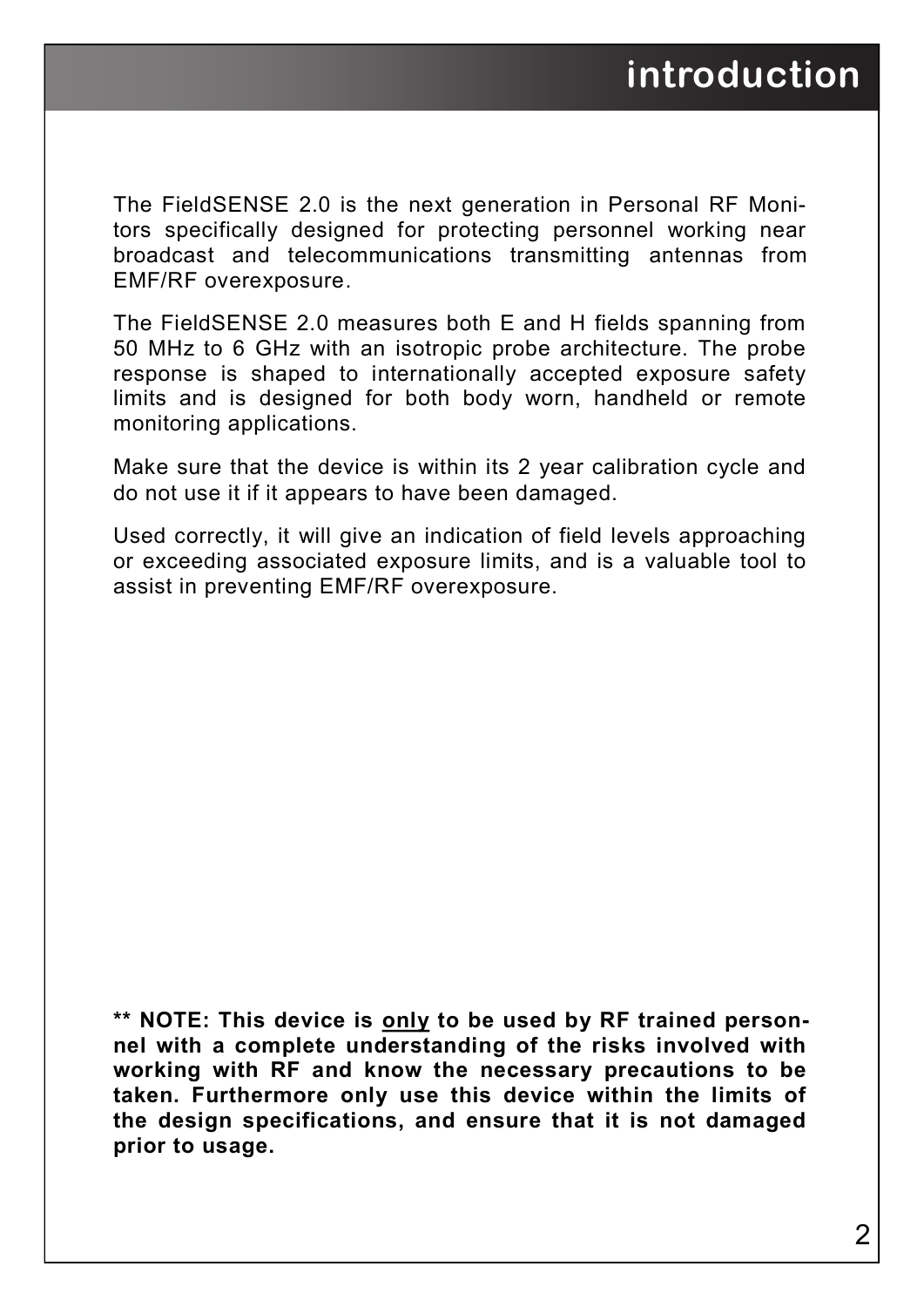# introduction

The FieldSENSE 2.0 is the next generation in Personal RF Monitors specifically designed for protecting personnel working near broadcast and telecommunications transmitting antennas from EMF/RF overexposure.

The FieldSENSE 2.0 measures both E and H fields spanning from 50 MHz to 6 GHz with an isotropic probe architecture. The probe response is shaped to internationally accepted exposure safety limits and is designed for both body worn, handheld or remote monitoring applications.

Make sure that the device is within its 2 year calibration cycle and do not use it if it appears to have been damaged.

Used correctly, it will give an indication of field levels approaching or exceeding associated exposure limits, and is a valuable tool to assist in preventing EMF/RF overexposure.

**** NOTE: This device is <u>only</u> to be used by RF trained personnel with a complete understanding of the risks involved with working with RF and know the necessary precautions to be taken. Furthermore only use this device within the limits of the design specifications, and ensure that it is not damaged prior to usage.**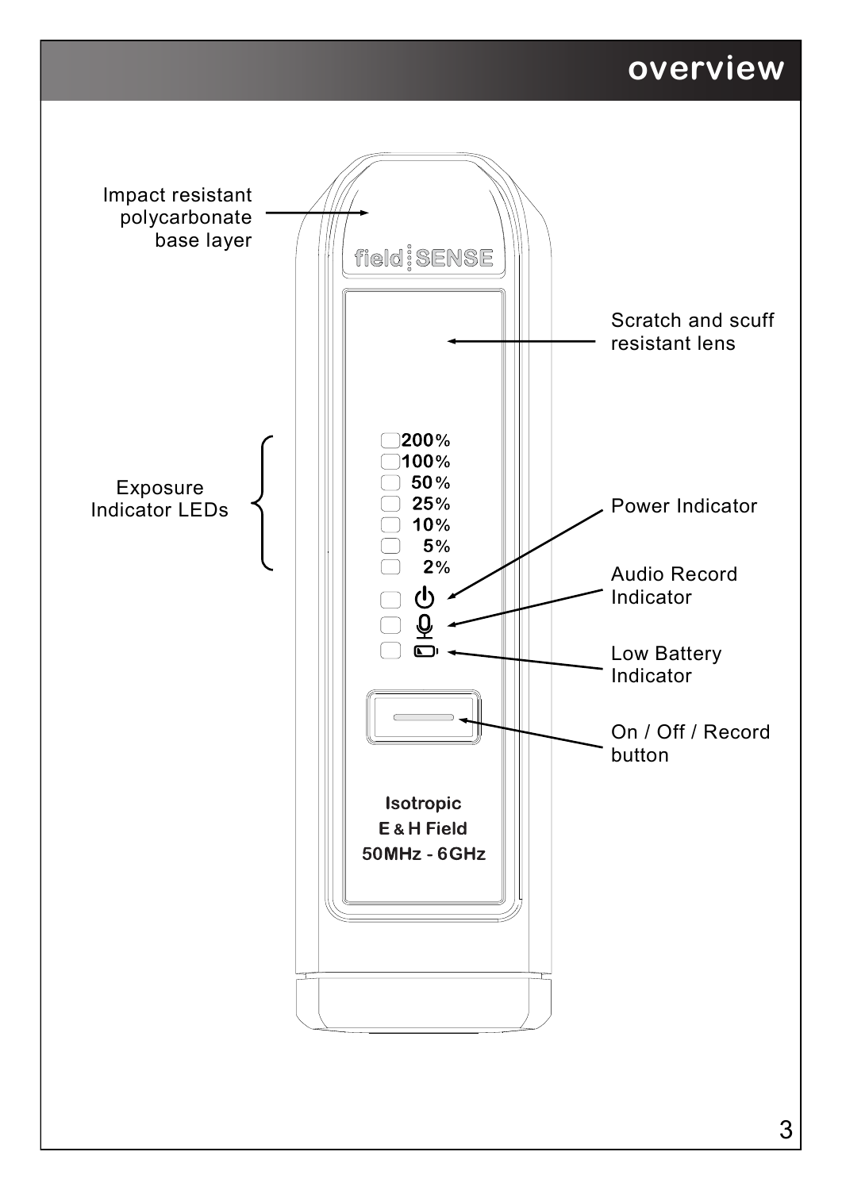# overview

Impact resistant polycarbonate base layer

field SENSE

Scratch and scuff resistant lens

Exposure Indicator LEDs

200%
100%
50%
25%
10%
5%
2%

Power Indicator

Audio Record Indicator

Low Battery Indicator

On / Off / Record button

Isotropic
E & H Field
50MHz - 6GHz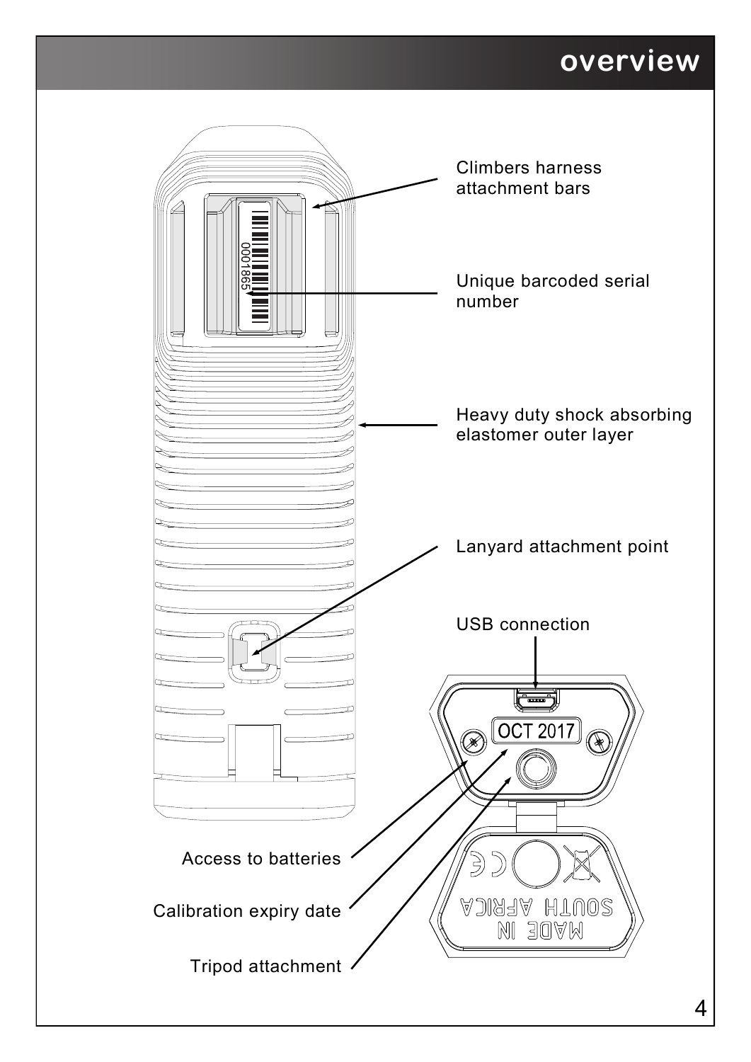# overview

Climbers harness attachment bars

Unique barcoded serial number

Heavy duty shock absorbing elastomer outer layer

Lanyard attachment point

USB connection

Access to batteries

Calibration expiry date

Tripod attachment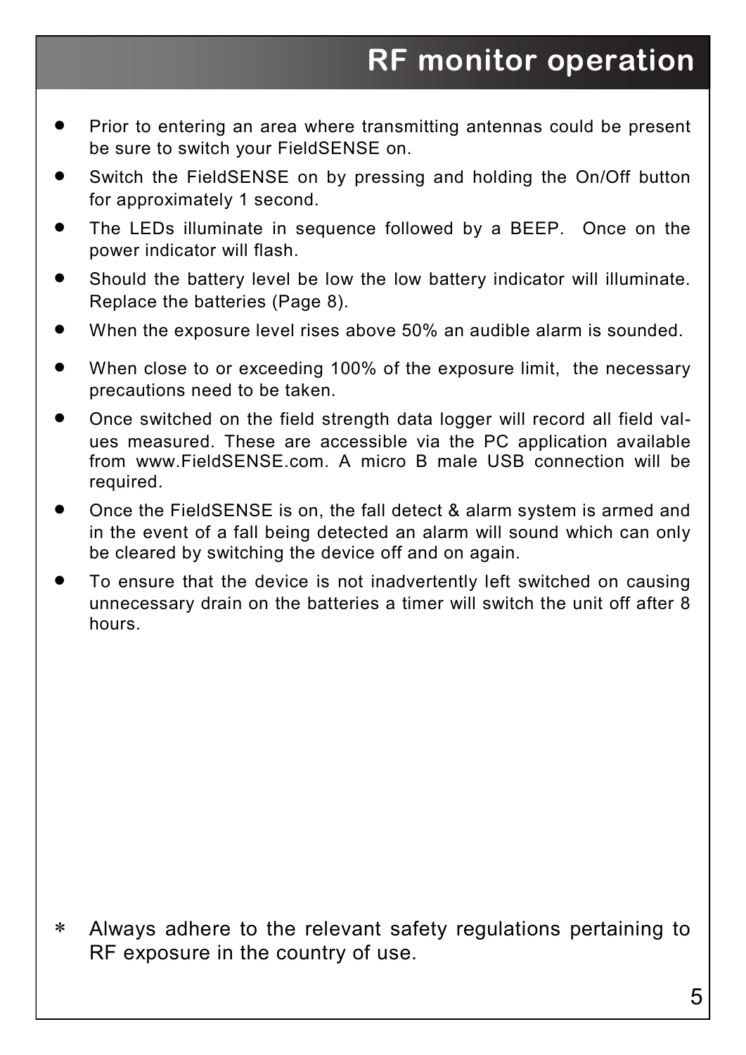# RF monitor operation

- Prior to entering an area where transmitting antennas could be present be sure to switch your FieldSENSE on.
- Switch the FieldSENSE on by pressing and holding the On/Off button for approximately 1 second.
- The LEDs illuminate in sequence followed by a BEEP. Once on the power indicator will flash.
- Should the battery level be low the low battery indicator will illuminate. Replace the batteries (Page 8).
- When the exposure level rises above 50% an audible alarm is sounded.
- When close to or exceeding 100% of the exposure limit, the necessary precautions need to be taken.
- Once switched on the field strength data logger will record all field values measured. These are accessible via the PC application available from www.FieldSENSE.com. A micro B male USB connection will be required.
- Once the FieldSENSE is on, the fall detect & alarm system is armed and in the event of a fall being detected an alarm will sound which can only be cleared by switching the device off and on again.
- To ensure that the device is not inadvertently left switched on causing unnecessary drain on the batteries a timer will switch the unit off after 8 hours.

* Always adhere to the relevant safety regulations pertaining to RF exposure in the country of use.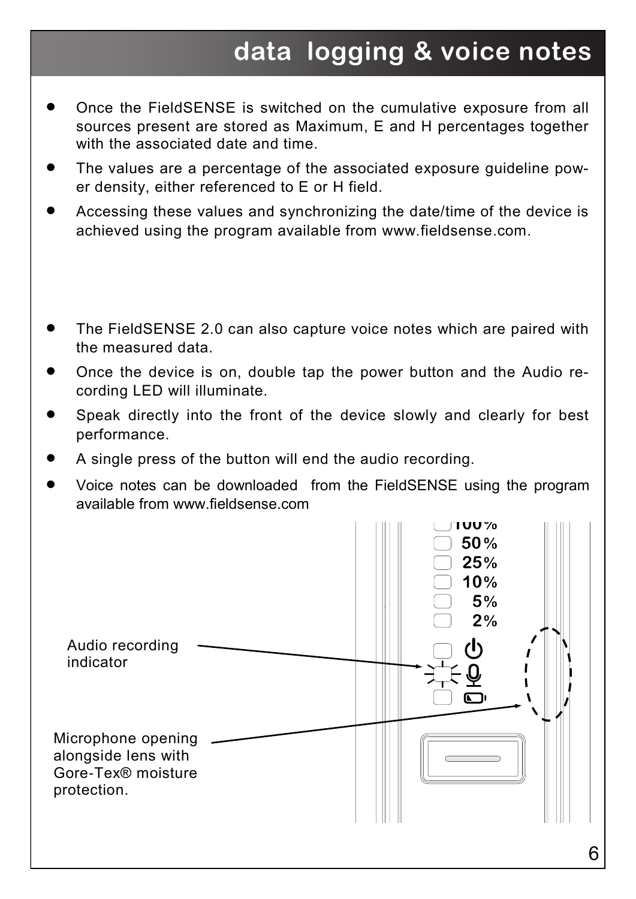# data logging & voice notes

- Once the FieldSENSE is switched on the cumulative exposure from all sources present are stored as Maximum, E and H percentages together with the associated date and time.
- The values are a percentage of the associated exposure guideline power density, either referenced to E or H field.
- Accessing these values and synchronizing the date/time of the device is achieved using the program available from www.fieldsense.com.

- The FieldSENSE 2.0 can also capture voice notes which are paired with the measured data.
- Once the device is on, double tap the power button and the Audio recording LED will illuminate.
- Speak directly into the front of the device slowly and clearly for best performance.
- A single press of the button will end the audio recording.
- Voice notes can be downloaded from the FieldSENSE using the program available from www.fieldsense.com

100%
50%
25%
10%
5%
2%

Audio recording indicator

Microphone opening alongside lens with Gore-Tex® moisture protection.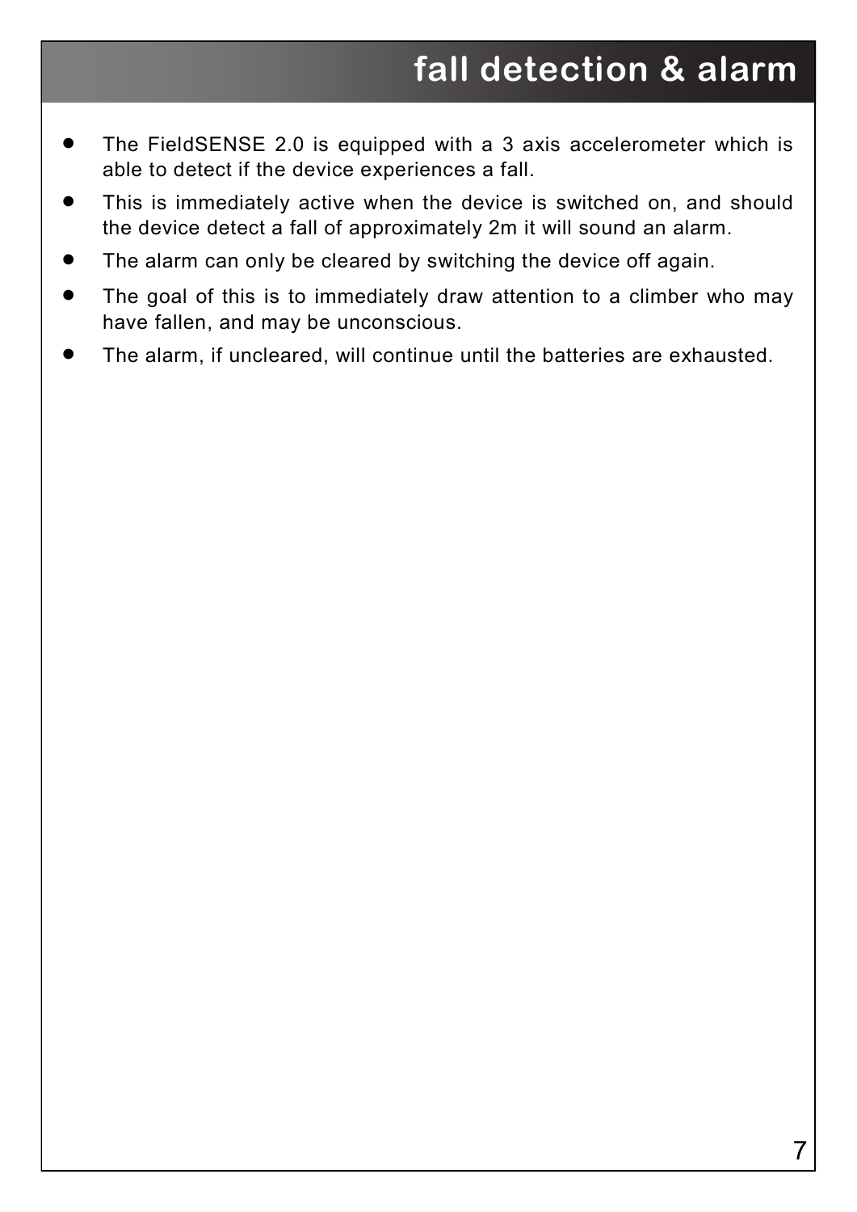# fall detection & alarm

- The FieldSENSE 2.0 is equipped with a 3 axis accelerometer which is able to detect if the device experiences a fall.
- This is immediately active when the device is switched on, and should the device detect a fall of approximately 2m it will sound an alarm.
- The alarm can only be cleared by switching the device off again.
- The goal of this is to immediately draw attention to a climber who may have fallen, and may be unconscious.
- The alarm, if uncleared, will continue until the batteries are exhausted.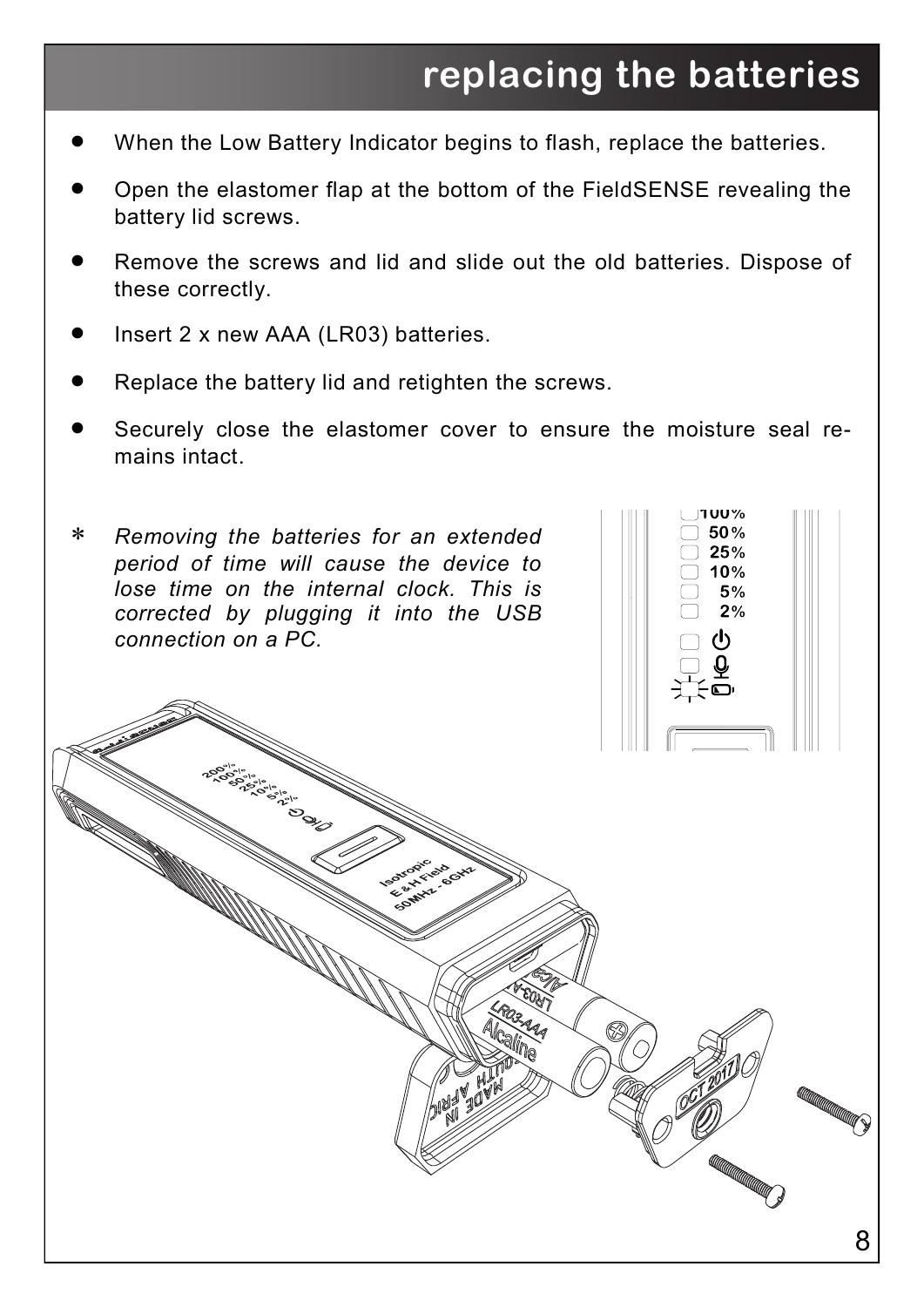# replacing the batteries

- When the Low Battery Indicator begins to flash, replace the batteries.
- Open the elastomer flap at the bottom of the FieldSENSE revealing the battery lid screws.
- Remove the screws and lid and slide out the old batteries. Dispose of these correctly.
- Insert 2 x new AAA (LR03) batteries.
- Replace the battery lid and retighten the screws.
- Securely close the elastomer cover to ensure the moisture seal remains intact.

\* *Removing the batteries for an extended period of time will cause the device to lose time on the internal clock. This is corrected by plugging it into the USB connection on a PC.*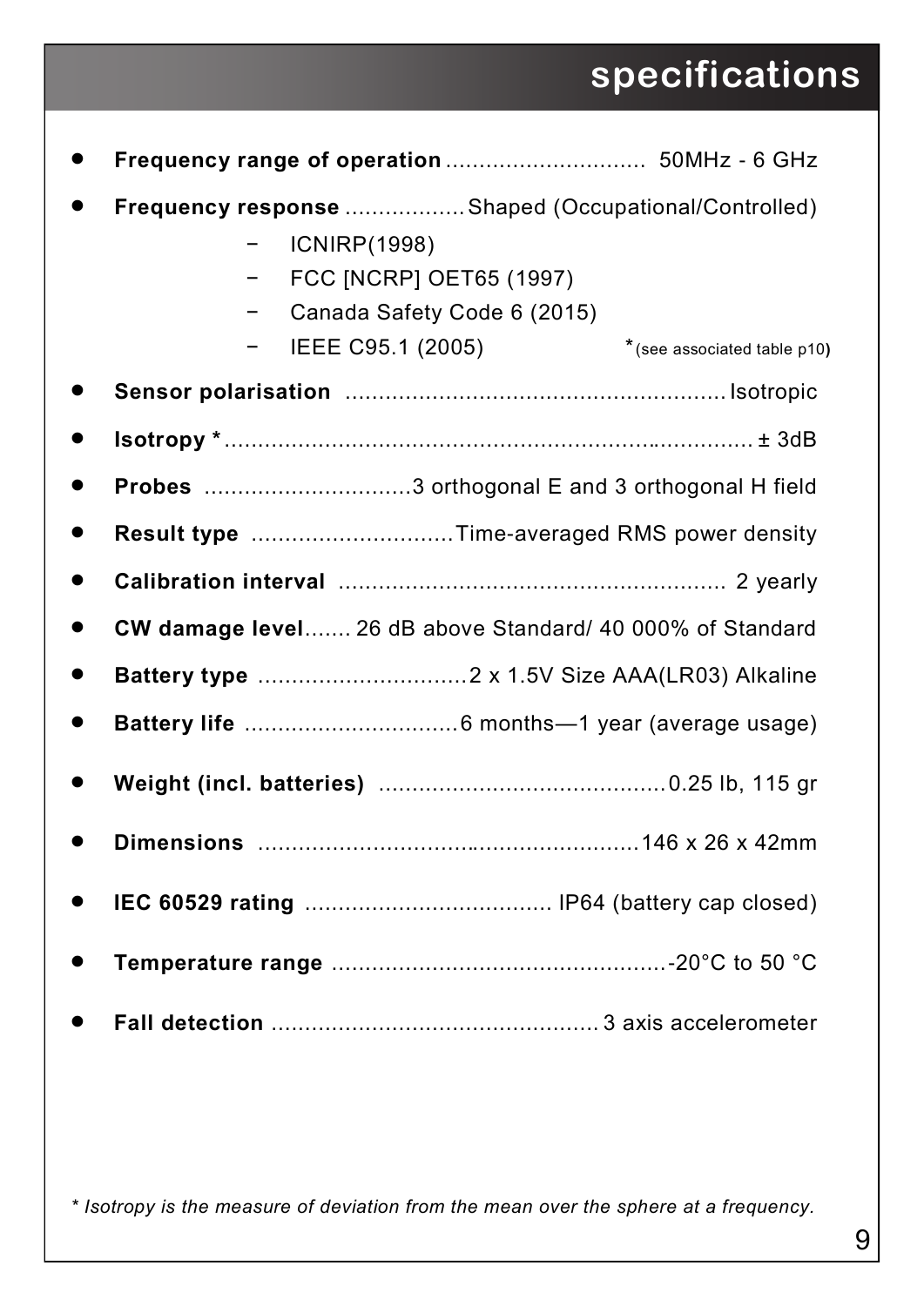# specifications

- **Frequency range of operation** .............................. 50MHz - 6 GHz
- **Frequency response** .................. Shaped (Occupational/Controlled)
    - ICNIRP(1998)
    - FCC [NCRP] OET65 (1997)
    - Canada Safety Code 6 (2015)
    - IEEE C95.1 (2005) *(see associated table p10)
- **Sensor polarisation** ........................................................ Isotropic
- **Isotropy *** ............................................................................. ± 3dB
- **Probes** ...............................3 orthogonal E and 3 orthogonal H field
- **Result type** ..............................Time-averaged RMS power density
- **Calibration interval** .......................................................... 2 yearly
- **CW damage level**....... 26 dB above Standard/ 40 000% of Standard
- **Battery type** ...............................2 x 1.5V Size AAA(LR03) Alkaline
- **Battery life** ................................6 months—1 year (average usage)
- **Weight (incl. batteries)** ...........................................0.25 lb, 115 gr
- **Dimensions** ..................................................146 x 26 x 42mm
- **IEC 60529 rating** .................................... IP64 (battery cap closed)
- **Temperature range** ..................................................-20°C to 50 °C
- **Fall detection** ................................................. 3 axis accelerometer

*\* Isotropy is the measure of deviation from the mean over the sphere at a frequency.*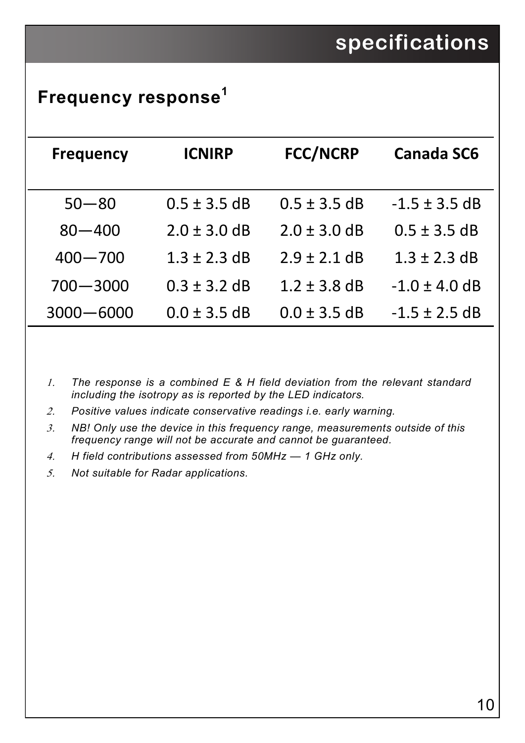# specifications

## Frequency response[1]

| Frequency | ICNIRP | FCC/NCRP | Canada SC6 |
|---|---|---|---|
| 50—80 | 0.5 ± 3.5 dB | 0.5 ± 3.5 dB | -1.5 ± 3.5 dB |
| 80—400 | 2.0 ± 3.0 dB | 2.0 ± 3.0 dB | 0.5 ± 3.5 dB |
| 400—700 | 1.3 ± 2.3 dB | 2.9 ± 2.1 dB | 1.3 ± 2.3 dB |
| 700—3000 | 0.3 ± 3.2 dB | 1.2 ± 3.8 dB | -1.0 ± 4.0 dB |
| 3000—6000 | 0.0 ± 3.5 dB | 0.0 ± 3.5 dB | -1.5 ± 2.5 dB |

1. *The response is a combined E & H field deviation from the relevant standard including the isotropy as is reported by the LED indicators.*
2. *Positive values indicate conservative readings i.e. early warning.*
3. *NB! Only use the device in this frequency range, measurements outside of this frequency range will not be accurate and cannot be guaranteed.*
4. *H field contributions assessed from 50MHz — 1 GHz only.*
5. *Not suitable for Radar applications.*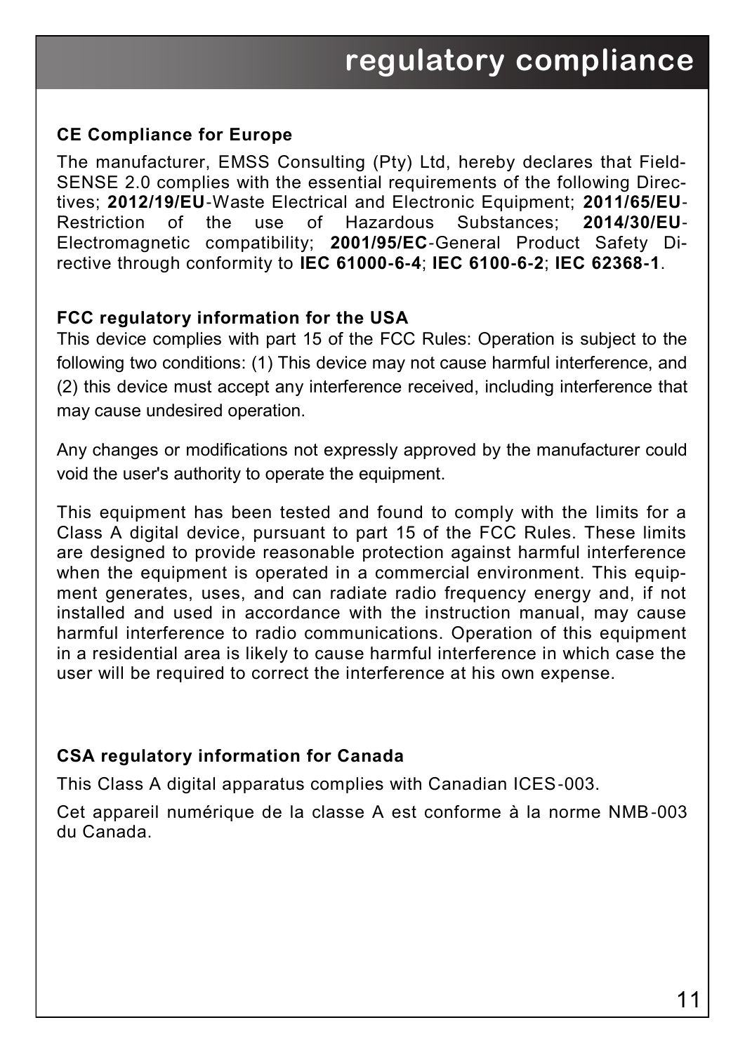# regulatory compliance

### CE Compliance for Europe

The manufacturer, EMSS Consulting (Pty) Ltd, hereby declares that Field-SENSE 2.0 complies with the essential requirements of the following Directives; **2012/19/EU**-Waste Electrical and Electronic Equipment; **2011/65/EU**-Restriction of the use of Hazardous Substances; **2014/30/EU**-Electromagnetic compatibility; **2001/95/EC**-General Product Safety Directive through conformity to **IEC 61000-6-4**; **IEC 6100-6-2**; **IEC 62368-1**.

### FCC regulatory information for the USA

This device complies with part 15 of the FCC Rules: Operation is subject to the following two conditions: (1) This device may not cause harmful interference, and (2) this device must accept any interference received, including interference that may cause undesired operation.

Any changes or modifications not expressly approved by the manufacturer could void the user's authority to operate the equipment.

This equipment has been tested and found to comply with the limits for a Class A digital device, pursuant to part 15 of the FCC Rules. These limits are designed to provide reasonable protection against harmful interference when the equipment is operated in a commercial environment. This equipment generates, uses, and can radiate radio frequency energy and, if not installed and used in accordance with the instruction manual, may cause harmful interference to radio communications. Operation of this equipment in a residential area is likely to cause harmful interference in which case the user will be required to correct the interference at his own expense.

### CSA regulatory information for Canada

This Class A digital apparatus complies with Canadian ICES-003.

Cet appareil numérique de la classe A est conforme à la norme NMB-003 du Canada.